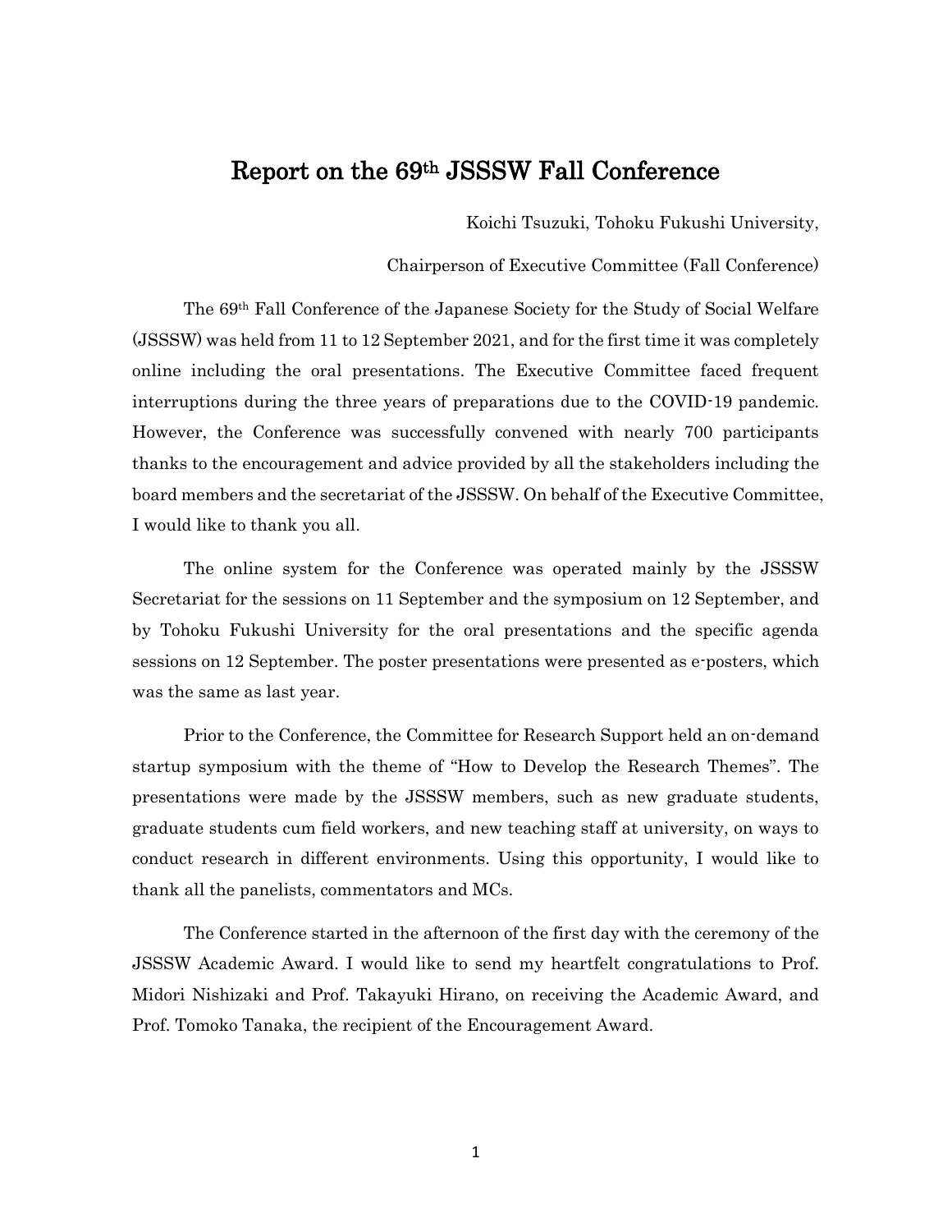# Report on the 69th JSSSW Fall Conference

Koichi Tsuzuki, Tohoku Fukushi University,

Chairperson of Executive Committee (Fall Conference)

The 69th Fall Conference of the Japanese Society for the Study of Social Welfare (JSSSW) was held from 11 to 12 September 2021, and for the first time it was completely online including the oral presentations. The Executive Committee faced frequent interruptions during the three years of preparations due to the COVID-19 pandemic. However, the Conference was successfully convened with nearly 700 participants thanks to the encouragement and advice provided by all the stakeholders including the board members and the secretariat of the JSSSW. On behalf of the Executive Committee, I would like to thank you all.

The online system for the Conference was operated mainly by the JSSSW Secretariat for the sessions on 11 September and the symposium on 12 September, and by Tohoku Fukushi University for the oral presentations and the specific agenda sessions on 12 September. The poster presentations were presented as e-posters, which was the same as last year.

Prior to the Conference, the Committee for Research Support held an on-demand startup symposium with the theme of "How to Develop the Research Themes". The presentations were made by the JSSSW members, such as new graduate students, graduate students cum field workers, and new teaching staff at university, on ways to conduct research in different environments. Using this opportunity, I would like to thank all the panelists, commentators and MCs.

The Conference started in the afternoon of the first day with the ceremony of the JSSSW Academic Award. I would like to send my heartfelt congratulations to Prof. Midori Nishizaki and Prof. Takayuki Hirano, on receiving the Academic Award, and Prof. Tomoko Tanaka, the recipient of the Encouragement Award.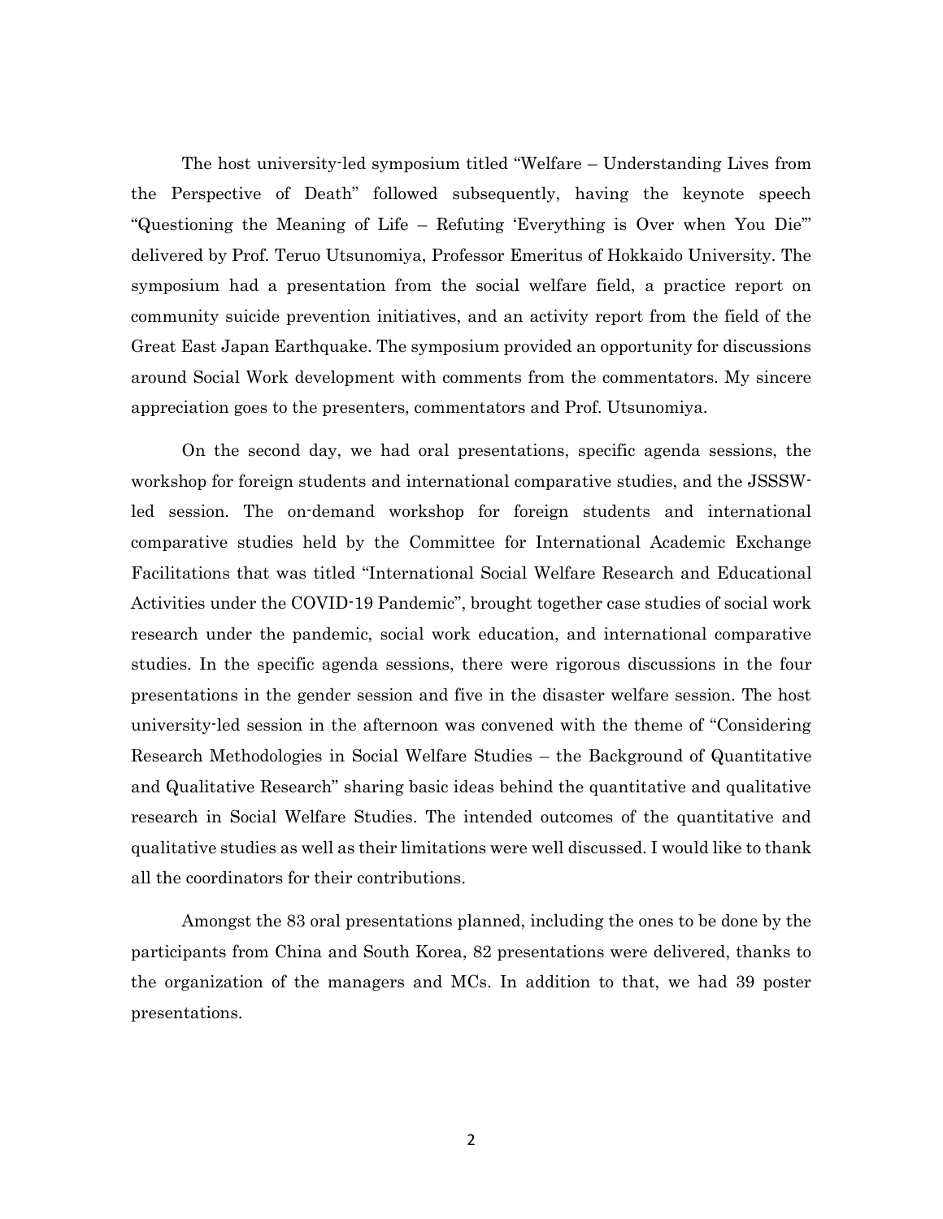The host university-led symposium titled "Welfare – Understanding Lives from the Perspective of Death" followed subsequently, having the keynote speech "Questioning the Meaning of Life – Refuting 'Everything is Over when You Die'" delivered by Prof. Teruo Utsunomiya, Professor Emeritus of Hokkaido University. The symposium had a presentation from the social welfare field, a practice report on community suicide prevention initiatives, and an activity report from the field of the Great East Japan Earthquake. The symposium provided an opportunity for discussions around Social Work development with comments from the commentators. My sincere appreciation goes to the presenters, commentators and Prof. Utsunomiya.

On the second day, we had oral presentations, specific agenda sessions, the workshop for foreign students and international comparative studies, and the JSSSW-led session. The on-demand workshop for foreign students and international comparative studies held by the Committee for International Academic Exchange Facilitations that was titled "International Social Welfare Research and Educational Activities under the COVID-19 Pandemic", brought together case studies of social work research under the pandemic, social work education, and international comparative studies. In the specific agenda sessions, there were rigorous discussions in the four presentations in the gender session and five in the disaster welfare session. The host university-led session in the afternoon was convened with the theme of "Considering Research Methodologies in Social Welfare Studies – the Background of Quantitative and Qualitative Research" sharing basic ideas behind the quantitative and qualitative research in Social Welfare Studies. The intended outcomes of the quantitative and qualitative studies as well as their limitations were well discussed. I would like to thank all the coordinators for their contributions.

Amongst the 83 oral presentations planned, including the ones to be done by the participants from China and South Korea, 82 presentations were delivered, thanks to the organization of the managers and MCs. In addition to that, we had 39 poster presentations.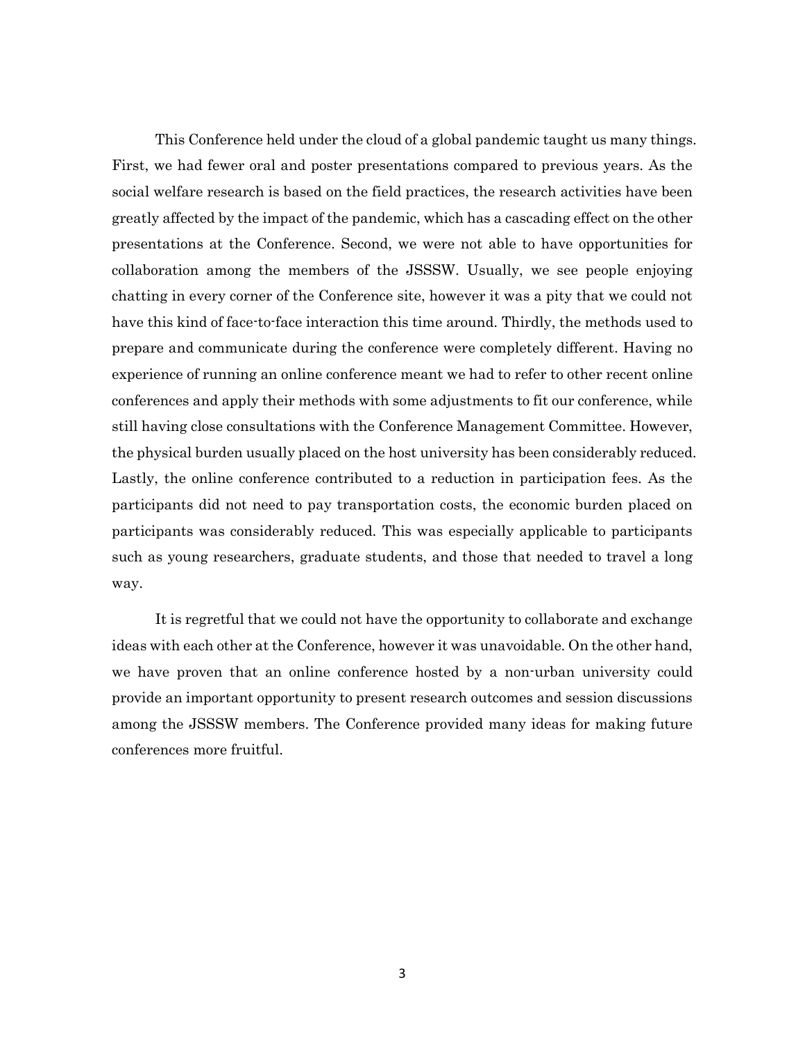This Conference held under the cloud of a global pandemic taught us many things. First, we had fewer oral and poster presentations compared to previous years. As the social welfare research is based on the field practices, the research activities have been greatly affected by the impact of the pandemic, which has a cascading effect on the other presentations at the Conference. Second, we were not able to have opportunities for collaboration among the members of the JSSSW. Usually, we see people enjoying chatting in every corner of the Conference site, however it was a pity that we could not have this kind of face-to-face interaction this time around. Thirdly, the methods used to prepare and communicate during the conference were completely different. Having no experience of running an online conference meant we had to refer to other recent online conferences and apply their methods with some adjustments to fit our conference, while still having close consultations with the Conference Management Committee. However, the physical burden usually placed on the host university has been considerably reduced. Lastly, the online conference contributed to a reduction in participation fees. As the participants did not need to pay transportation costs, the economic burden placed on participants was considerably reduced. This was especially applicable to participants such as young researchers, graduate students, and those that needed to travel a long way.

It is regretful that we could not have the opportunity to collaborate and exchange ideas with each other at the Conference, however it was unavoidable. On the other hand, we have proven that an online conference hosted by a non-urban university could provide an important opportunity to present research outcomes and session discussions among the JSSSW members. The Conference provided many ideas for making future conferences more fruitful.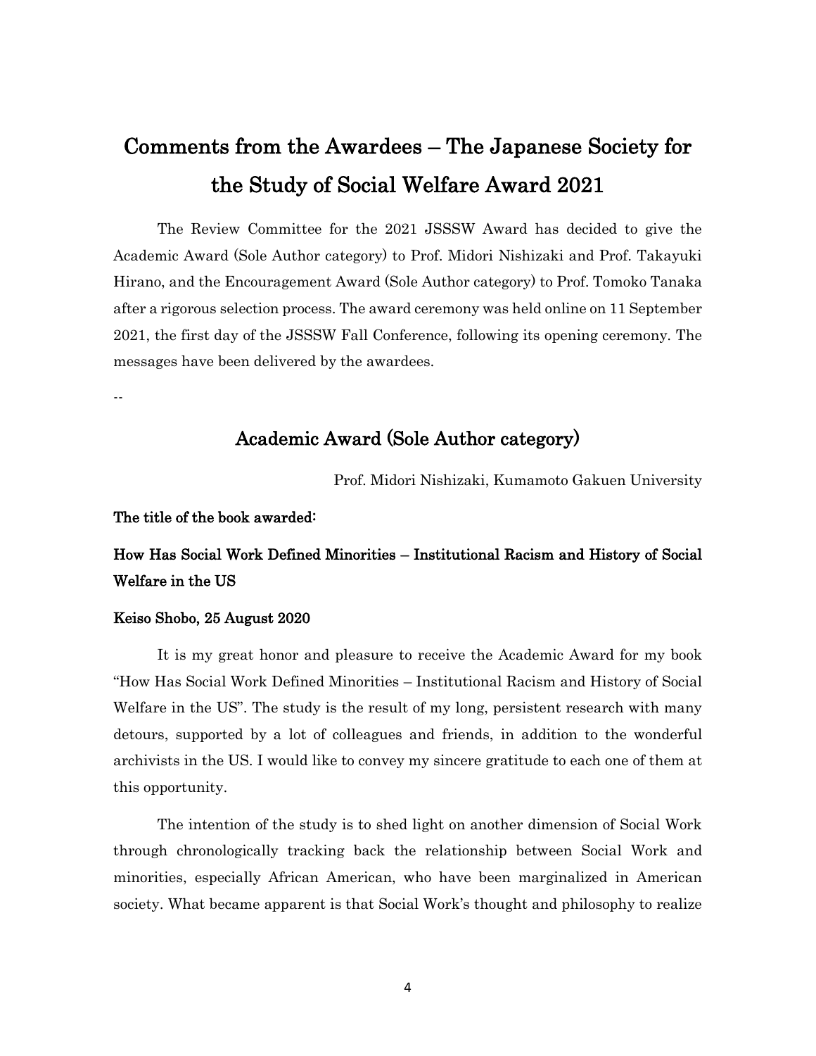# Comments from the Awardees – The Japanese Society for the Study of Social Welfare Award 2021

The Review Committee for the 2021 JSSSW Award has decided to give the Academic Award (Sole Author category) to Prof. Midori Nishizaki and Prof. Takayuki Hirano, and the Encouragement Award (Sole Author category) to Prof. Tomoko Tanaka after a rigorous selection process. The award ceremony was held online on 11 September 2021, the first day of the JSSSW Fall Conference, following its opening ceremony. The messages have been delivered by the awardees.

--

## Academic Award (Sole Author category)

Prof. Midori Nishizaki, Kumamoto Gakuen University

**The title of the book awarded:**

**How Has Social Work Defined Minorities – Institutional Racism and History of Social Welfare in the US**

**Keiso Shobo, 25 August 2020**

It is my great honor and pleasure to receive the Academic Award for my book "How Has Social Work Defined Minorities – Institutional Racism and History of Social Welfare in the US". The study is the result of my long, persistent research with many detours, supported by a lot of colleagues and friends, in addition to the wonderful archivists in the US. I would like to convey my sincere gratitude to each one of them at this opportunity.

The intention of the study is to shed light on another dimension of Social Work through chronologically tracking back the relationship between Social Work and minorities, especially African American, who have been marginalized in American society. What became apparent is that Social Work's thought and philosophy to realize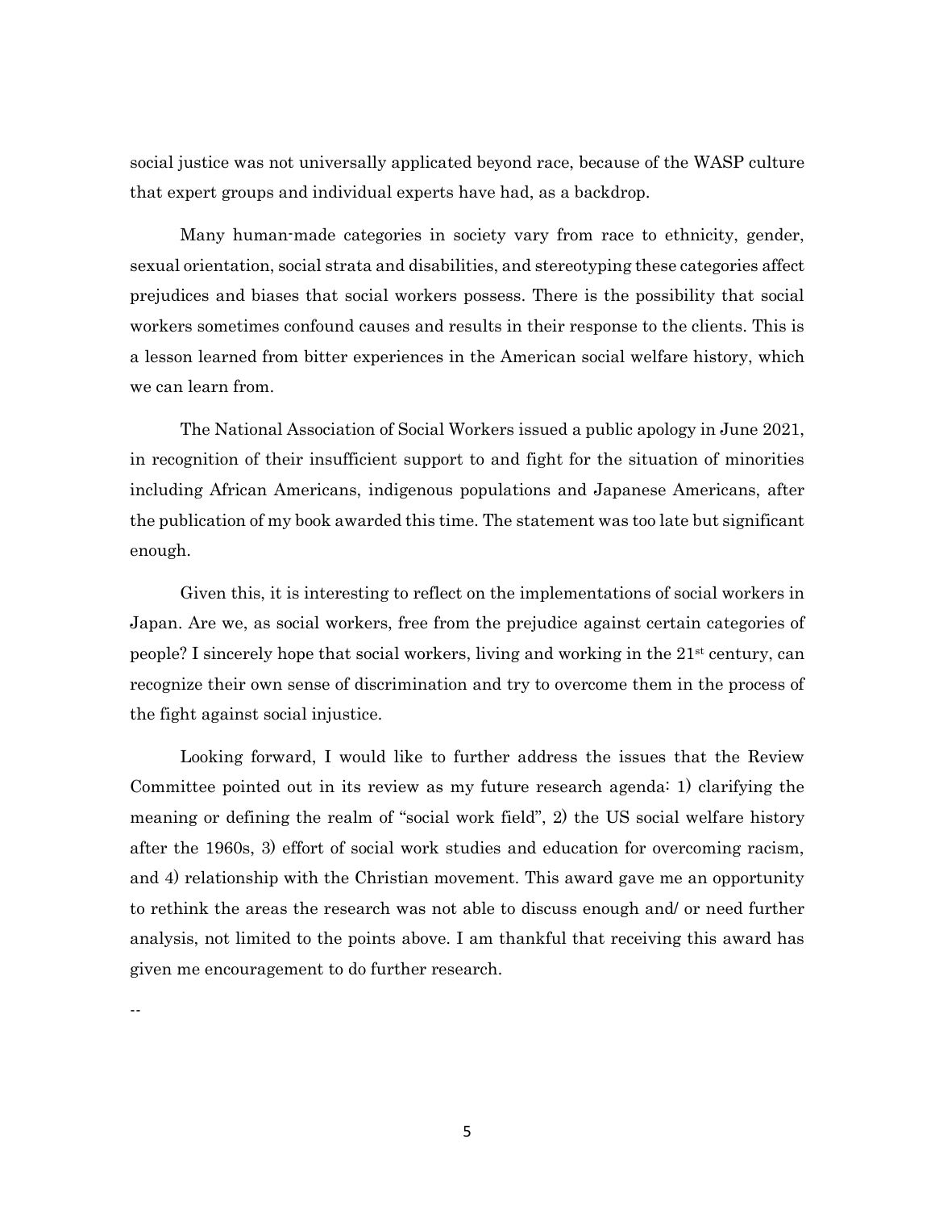social justice was not universally applicated beyond race, because of the WASP culture that expert groups and individual experts have had, as a backdrop.

Many human-made categories in society vary from race to ethnicity, gender, sexual orientation, social strata and disabilities, and stereotyping these categories affect prejudices and biases that social workers possess. There is the possibility that social workers sometimes confound causes and results in their response to the clients. This is a lesson learned from bitter experiences in the American social welfare history, which we can learn from.

The National Association of Social Workers issued a public apology in June 2021, in recognition of their insufficient support to and fight for the situation of minorities including African Americans, indigenous populations and Japanese Americans, after the publication of my book awarded this time. The statement was too late but significant enough.

Given this, it is interesting to reflect on the implementations of social workers in Japan. Are we, as social workers, free from the prejudice against certain categories of people? I sincerely hope that social workers, living and working in the 21st century, can recognize their own sense of discrimination and try to overcome them in the process of the fight against social injustice.

Looking forward, I would like to further address the issues that the Review Committee pointed out in its review as my future research agenda: 1) clarifying the meaning or defining the realm of "social work field", 2) the US social welfare history after the 1960s, 3) effort of social work studies and education for overcoming racism, and 4) relationship with the Christian movement. This award gave me an opportunity to rethink the areas the research was not able to discuss enough and/ or need further analysis, not limited to the points above. I am thankful that receiving this award has given me encouragement to do further research.

--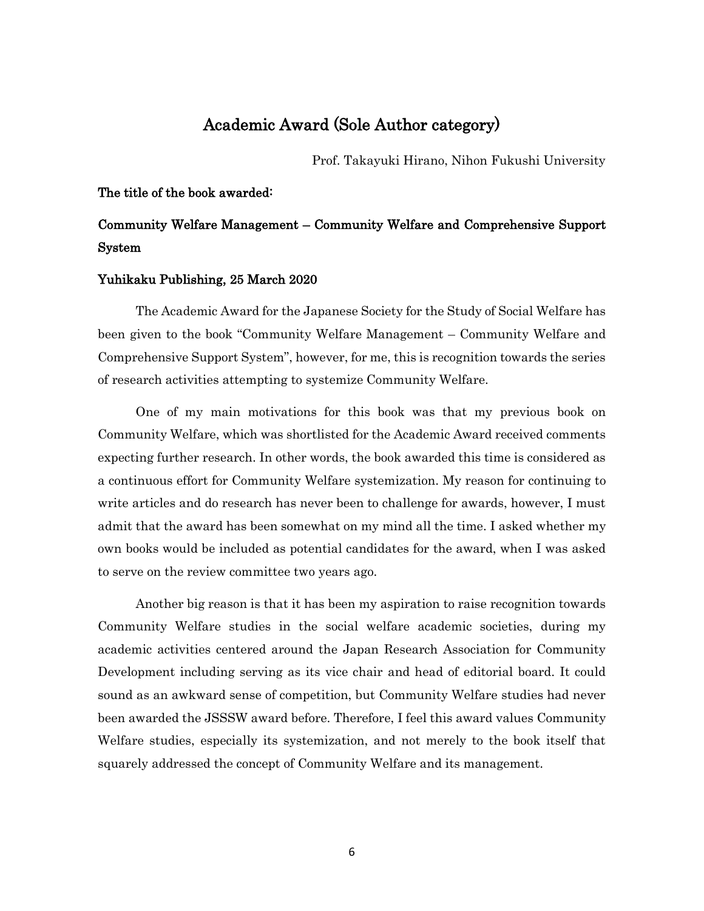# Academic Award (Sole Author category)

Prof. Takayuki Hirano, Nihon Fukushi University

**The title of the book awarded:**

## Community Welfare Management – Community Welfare and Comprehensive Support System

**Yuhikaku Publishing, 25 March 2020**

The Academic Award for the Japanese Society for the Study of Social Welfare has been given to the book "Community Welfare Management – Community Welfare and Comprehensive Support System", however, for me, this is recognition towards the series of research activities attempting to systemize Community Welfare.

One of my main motivations for this book was that my previous book on Community Welfare, which was shortlisted for the Academic Award received comments expecting further research. In other words, the book awarded this time is considered as a continuous effort for Community Welfare systemization. My reason for continuing to write articles and do research has never been to challenge for awards, however, I must admit that the award has been somewhat on my mind all the time. I asked whether my own books would be included as potential candidates for the award, when I was asked to serve on the review committee two years ago.

Another big reason is that it has been my aspiration to raise recognition towards Community Welfare studies in the social welfare academic societies, during my academic activities centered around the Japan Research Association for Community Development including serving as its vice chair and head of editorial board. It could sound as an awkward sense of competition, but Community Welfare studies had never been awarded the JSSSW award before. Therefore, I feel this award values Community Welfare studies, especially its systemization, and not merely to the book itself that squarely addressed the concept of Community Welfare and its management.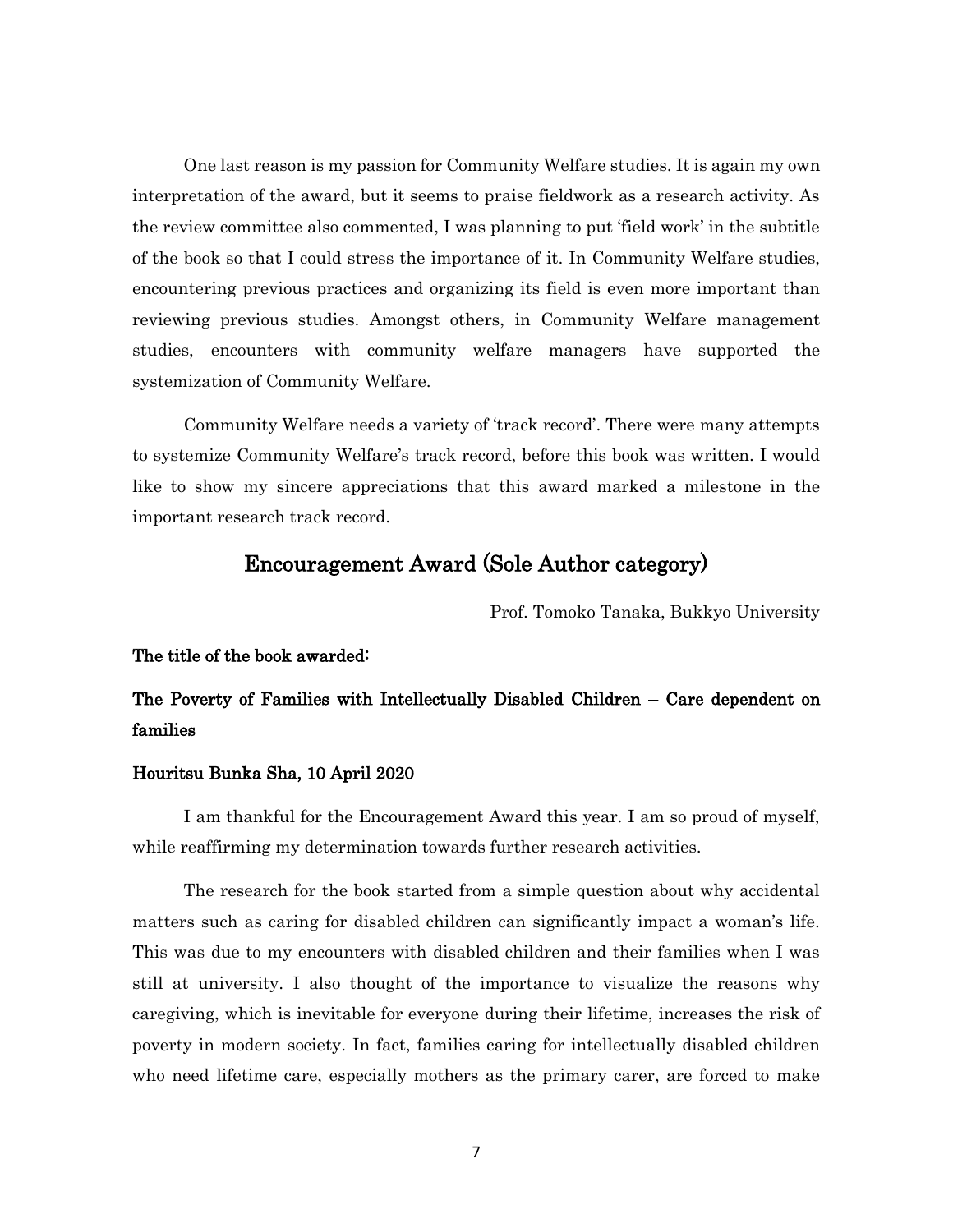One last reason is my passion for Community Welfare studies. It is again my own interpretation of the award, but it seems to praise fieldwork as a research activity. As the review committee also commented, I was planning to put 'field work' in the subtitle of the book so that I could stress the importance of it. In Community Welfare studies, encountering previous practices and organizing its field is even more important than reviewing previous studies. Amongst others, in Community Welfare management studies, encounters with community welfare managers have supported the systemization of Community Welfare.

Community Welfare needs a variety of 'track record'. There were many attempts to systemize Community Welfare's track record, before this book was written. I would like to show my sincere appreciations that this award marked a milestone in the important research track record.

## Encouragement Award (Sole Author category)

Prof. Tomoko Tanaka, Bukkyo University

**The title of the book awarded:**

**The Poverty of Families with Intellectually Disabled Children – Care dependent on families**

**Houritsu Bunka Sha, 10 April 2020**

I am thankful for the Encouragement Award this year. I am so proud of myself, while reaffirming my determination towards further research activities.

The research for the book started from a simple question about why accidental matters such as caring for disabled children can significantly impact a woman's life. This was due to my encounters with disabled children and their families when I was still at university. I also thought of the importance to visualize the reasons why caregiving, which is inevitable for everyone during their lifetime, increases the risk of poverty in modern society. In fact, families caring for intellectually disabled children who need lifetime care, especially mothers as the primary carer, are forced to make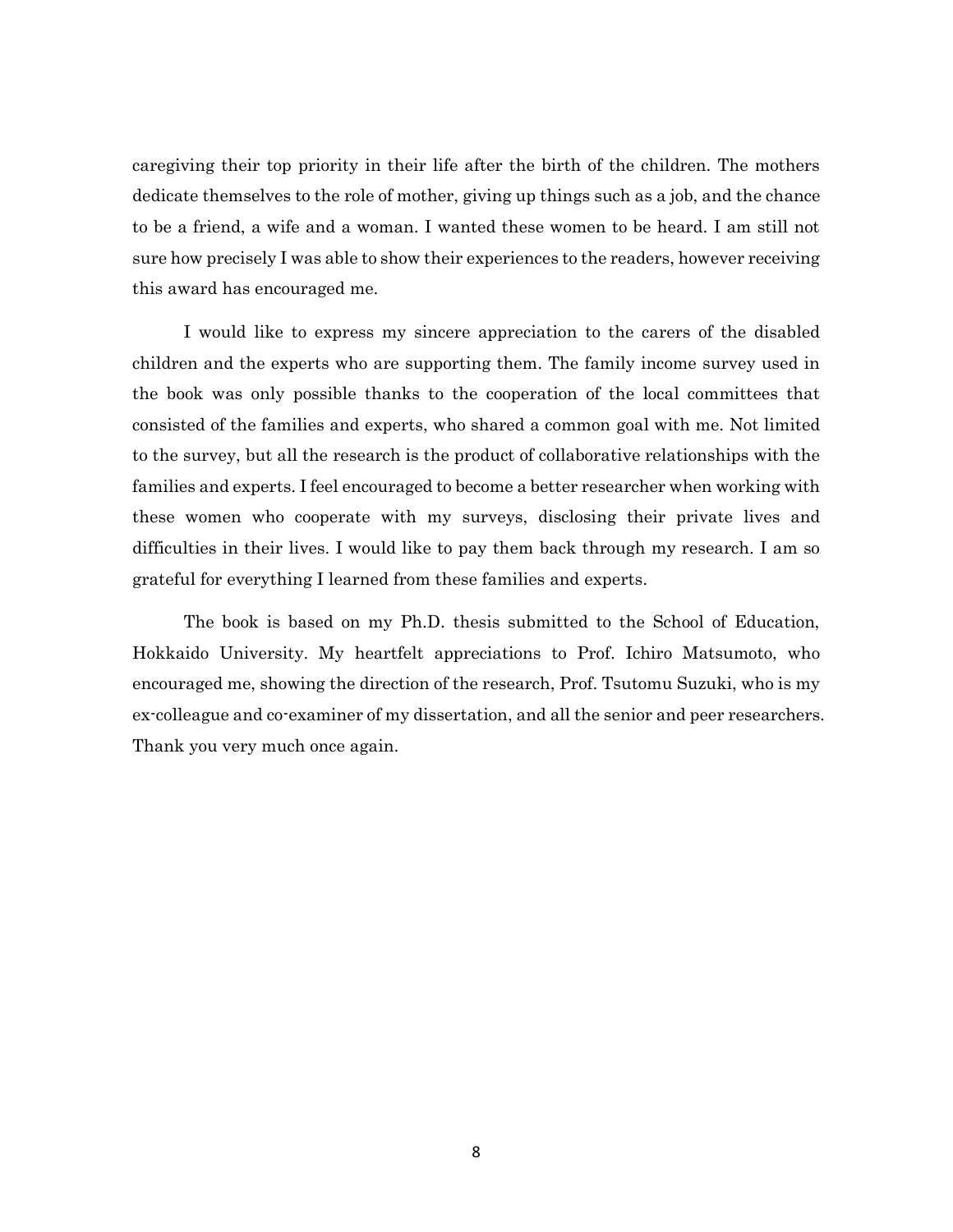caregiving their top priority in their life after the birth of the children. The mothers dedicate themselves to the role of mother, giving up things such as a job, and the chance to be a friend, a wife and a woman. I wanted these women to be heard. I am still not sure how precisely I was able to show their experiences to the readers, however receiving this award has encouraged me.

I would like to express my sincere appreciation to the carers of the disabled children and the experts who are supporting them. The family income survey used in the book was only possible thanks to the cooperation of the local committees that consisted of the families and experts, who shared a common goal with me. Not limited to the survey, but all the research is the product of collaborative relationships with the families and experts. I feel encouraged to become a better researcher when working with these women who cooperate with my surveys, disclosing their private lives and difficulties in their lives. I would like to pay them back through my research. I am so grateful for everything I learned from these families and experts.

The book is based on my Ph.D. thesis submitted to the School of Education, Hokkaido University. My heartfelt appreciations to Prof. Ichiro Matsumoto, who encouraged me, showing the direction of the research, Prof. Tsutomu Suzuki, who is my ex-colleague and co-examiner of my dissertation, and all the senior and peer researchers. Thank you very much once again.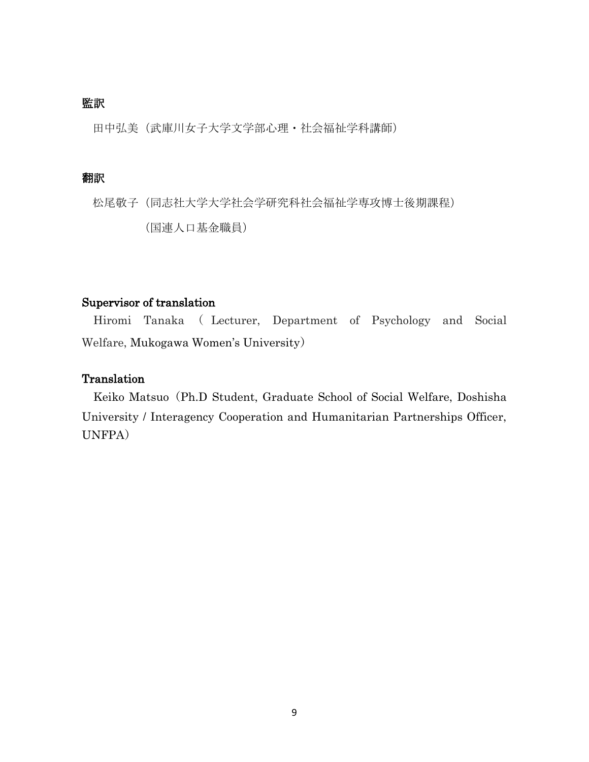**監訳**

田中弘美（武庫川女子大学文学部心理・社会福祉学科講師）

**翻訳**

松尾敬子（同志社大学大学社会学研究科社会福祉学専攻博士後期課程）

（国連人口基金職員）

**Supervisor of translation**

Hiromi Tanaka（Lecturer, Department of Psychology and Social Welfare, Mukogawa Women's University）

**Translation**

Keiko Matsuo（Ph.D Student, Graduate School of Social Welfare, Doshisha University / Interagency Cooperation and Humanitarian Partnerships Officer, UNFPA）